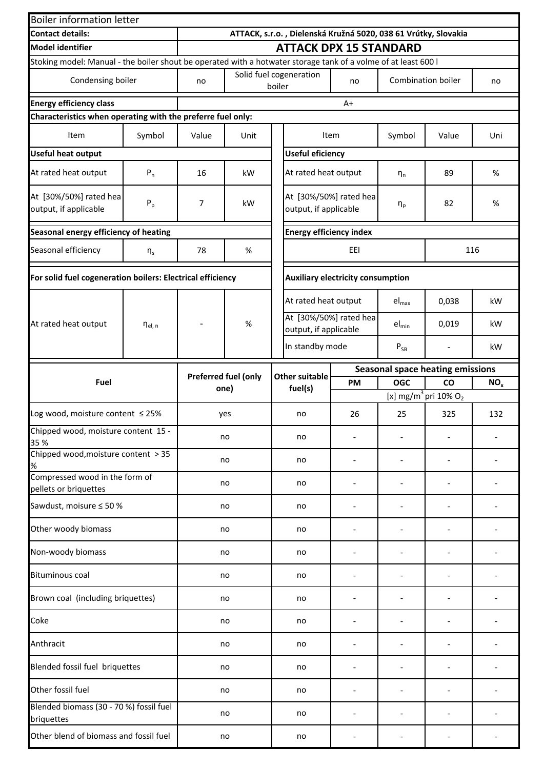## Boiler information letter

| Contact details: | ATTACK, s.r.o. , Dielenská Kružná 5020, 038 61 Vrútky, Slovakia |
|---|---|
| **Model identifier** | **ATTACK DPX 15 STANDARD** |

Stoking model: Manual - the boiler shout be operated with a hotwater storage tank of a volme of at least 600 l

| Condensing boiler | no | Solid fuel cogeneration boiler | no | Combination boiler | no |
|---|---|---|---|---|---|

| **Energy efficiency class** | A+ |
|---|---|

**Characteristics when operating with the preferre fuel only:**

| Item | Symbol | Value | Unit | Item | Symbol | Value | Uni |
|---|---|---|---|---|---|---|---|
| **Useful heat output** | | | | **Useful eficiency** | | | |
| At rated heat output | $P_n$ | 16 | kW | At rated heat output | $\eta_n$ | 89 | % |
| At [30%/50%] rated hea output, if applicable | $P_p$ | 7 | kW | At [30%/50%] rated hea output, if applicable | $\eta_p$ | 82 | % |
| **Seasonal energy efficiency of heating** | | | | **Energy efficiency index** | | | |
| Seasonal efficiency | $\eta_s$ | 78 | % | EEI | | 116 | |
| **For solid fuel cogeneration boilers: Electrical efficiency** | | | | **Auxiliary electricity consumption** | | | |
| At rated heat output | $\eta_{el,n}$ | - | % | At rated heat output | $el_{max}$ | 0,038 | kW |
| | | | | At [30%/50%] rated hea output, if applicable | $el_{min}$ | 0,019 | kW |
| | | | | In standby mode | $P_{SB}$ | - | kW |

| Fuel | Preferred fuel (only one) | Other suitable fuel(s) | Seasonal space heating emissions | | | |
|---|---|---|---|---|---|---|
| | | | **PM** | **OGC** | **CO** | **$NO_x$** |
| | | | [x] mg/m³ pri 10% $O_2$ | | | |
| Log wood, moisture content ≤ 25% | yes | no | 26 | 25 | 325 | 132 |
| Chipped wood, moisture content 15 - 35 % | no | no | - | - | - | - |
| Chipped wood,moisture content > 35 % | no | no | - | - | - | - |
| Compressed wood in the form of pellets or briquettes | no | no | - | - | - | - |
| Sawdust, moisure ≤ 50 % | no | no | - | - | - | - |
| Other woody biomass | no | no | - | - | - | - |
| Non-woody biomass | no | no | - | - | - | - |
| Bituminous coal | no | no | - | - | - | - |
| Brown coal (including briquettes) | no | no | - | - | - | - |
| Coke | no | no | - | - | - | - |
| Anthracit | no | no | - | - | - | - |
| Blended fossil fuel briquettes | no | no | - | - | - | - |
| Other fossil fuel | no | no | - | - | - | - |
| Blended biomass (30 - 70 %) fossil fuel briquettes | no | no | - | - | - | - |
| Other blend of biomass and fossil fuel | no | no | - | - | - | - |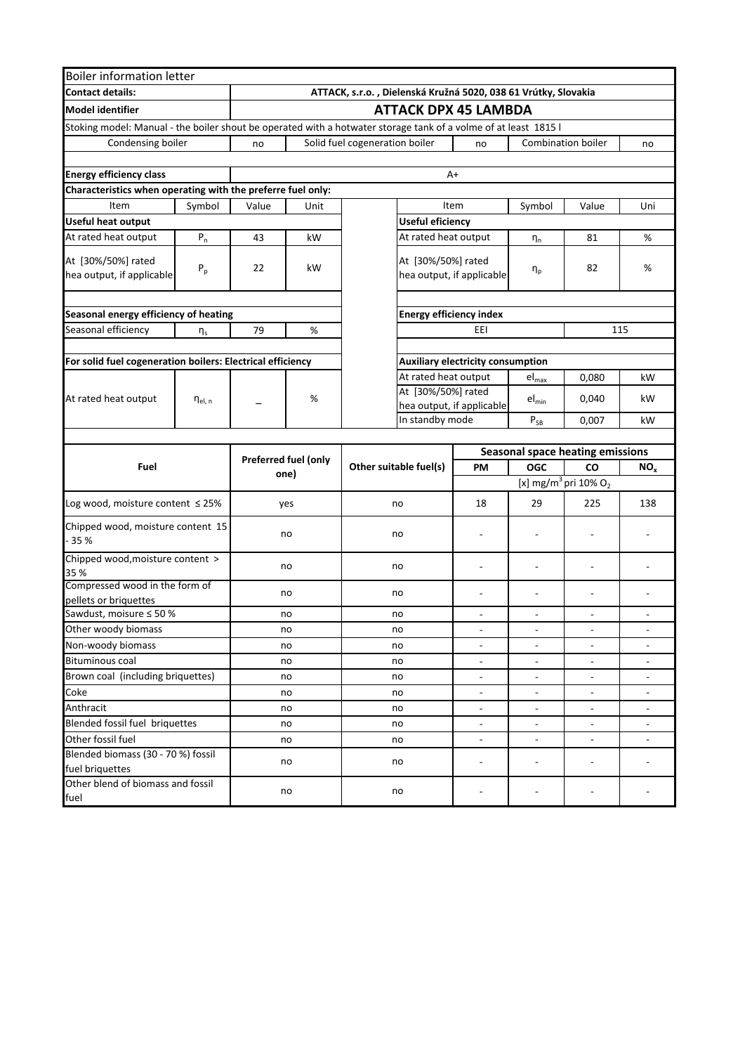# Boiler information letter

| | |
|---|---|
| **Contact details:** | **ATTACK, s.r.o. , Dielenská Kružná 5020, 038 61 Vrútky, Slovakia** |
| **Model identifier** | **ATTACK DPX 45 LAMBDA** |

Stoking model: Manual - the boiler shout be operated with a hotwater storage tank of a volme of at least 1815 l

| Condensing boiler | no | Solid fuel cogeneration boiler | no | Combination boiler | no |
|---|---|---|---|---|---|

| | |
|---|---|
| **Energy efficiency class** | A+ |

**Characteristics when operating with the preferre fuel only:**

| Item | Symbol | Value | Unit |
|---|---|---|---|
| **Useful heat output** | | | |
| At rated heat output | $P_n$ | 43 | kW |
| At [30%/50%] rated hea output, if applicable | $P_p$ | 22 | kW |
| **Seasonal energy efficiency of heating** | | | |
| Seasonal efficiency | $\eta_s$ | 79 | % |
| **For solid fuel cogeneration boilers: Electrical efficiency** | | | |
| At rated heat output | $\eta_{el, n}$ | _ | % |

| Item | Symbol | Value | Uni |
|---|---|---|---|
| **Useful eficiency** | | | |
| At rated heat output | $\eta_n$ | 81 | % |
| At [30%/50%] rated hea output, if applicable | $\eta_p$ | 82 | % |
| **Energy efficiency index** | | | |
| EEI | | 115 | |
| **Auxiliary electricity consumption** | | | |
| At rated heat output | $el_{max}$ | 0,080 | kW |
| At [30%/50%] rated hea output, if applicable | $el_{min}$ | 0,040 | kW |
| In standby mode | $P_{SB}$ | 0,007 | kW |

| **Fuel** | **Preferred fuel (only one)** | **Other suitable fuel(s)** | **Seasonal space heating emissions** | | | |
|---|---|---|---|---|---|---|
| | | | **PM** | **OGC** | **CO** | **$NO_x$** |
| | | | [x] mg/m$^3$ pri 10% $O_2$ | | | |
| Log wood, moisture content ≤ 25% | yes | no | 18 | 29 | 225 | 138 |
| Chipped wood, moisture content 15 - 35 % | no | no | - | - | - | - |
| Chipped wood,moisture content > 35 % | no | no | - | - | - | - |
| Compressed wood in the form of pellets or briquettes | no | no | - | - | - | - |
| Sawdust, moisure ≤ 50 % | no | no | - | - | - | - |
| Other woody biomass | no | no | - | - | - | - |
| Non-woody biomass | no | no | - | - | - | - |
| Bituminous coal | no | no | - | - | - | - |
| Brown coal (including briquettes) | no | no | - | - | - | - |
| Coke | no | no | - | - | - | - |
| Anthracit | no | no | - | - | - | - |
| Blended fossil fuel briquettes | no | no | - | - | - | - |
| Other fossil fuel | no | no | - | - | - | - |
| Blended biomass (30 - 70 %) fossil fuel briquettes | no | no | - | - | - | - |
| Other blend of biomass and fossil fuel | no | no | - | - | - | - |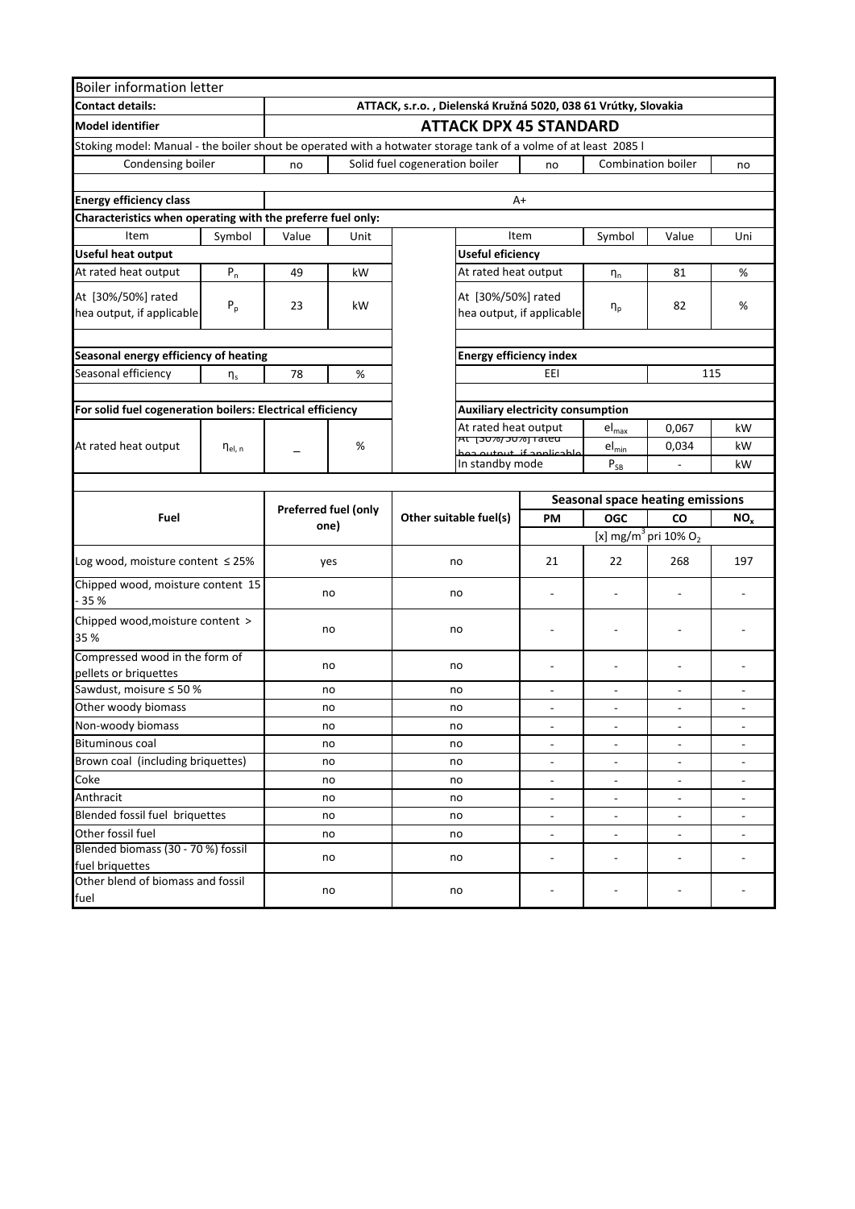Boiler information letter

| | |
|---|---|
| **Contact details:** | **ATTACK, s.r.o. , Dielenská Kružná 5020, 038 61 Vrútky, Slovakia** |
| **Model identifier** | **ATTACK DPX 45 STANDARD** |

Stoking model: Manual - the boiler shout be operated with a hotwater storage tank of a volme of at least 2085 l

| Condensing boiler | no | Solid fuel cogeneration boiler | no | Combination boiler | no |
|---|---|---|---|---|---|

| | |
|---|---|
| **Energy efficiency class** | A+ |

**Characteristics when operating with the preferre fuel only:**

| Item | Symbol | Value | Unit | | Item | Symbol | Value | Uni |
|---|---|---|---|---|---|---|---|---|
| **Useful heat output** | | | | | **Useful eficiency** | | | |
| At rated heat output | $P_n$ | 49 | kW | | At rated heat output | $\eta_n$ | 81 | % |
| At [30%/50%] rated hea output, if applicable | $P_p$ | 23 | kW | | At [30%/50%] rated hea output, if applicable | $\eta_p$ | 82 | % |
| **Seasonal energy efficiency of heating** | | | | | **Energy efficiency index** | | | |
| Seasonal efficiency | $\eta_s$ | 78 | % | | EEI | | 115 | |
| **For solid fuel cogeneration boilers: Electrical efficiency** | | | | | **Auxiliary electricity consumption** | | | |
| At rated heat output | $\eta_{el,n}$ | _ | % | | At rated heat output | $el_{max}$ | 0,067 | kW |
| | | | | | At [30%/50%] rated hea output, if applicable | $el_{min}$ | 0,034 | kW |
| | | | | | In standby mode | $P_{SB}$ | - | kW |

| Fuel | Preferred fuel (only one) | Other suitable fuel(s) | Seasonal space heating emissions | | | |
|---|---|---|---|---|---|---|
| | | | PM | OGC | CO | $NO_x$ |
| | | | [x] mg/m$^3$ pri 10% $O_2$ | | | |
| Log wood, moisture content ≤ 25% | yes | no | 21 | 22 | 268 | 197 |
| Chipped wood, moisture content 15 - 35 % | no | no | - | - | - | - |
| Chipped wood,moisture content > 35 % | no | no | - | - | - | - |
| Compressed wood in the form of pellets or briquettes | no | no | - | - | - | - |
| Sawdust, moisure ≤ 50 % | no | no | - | - | - | - |
| Other woody biomass | no | no | - | - | - | - |
| Non-woody biomass | no | no | - | - | - | - |
| Bituminous coal | no | no | - | - | - | - |
| Brown coal (including briquettes) | no | no | - | - | - | - |
| Coke | no | no | - | - | - | - |
| Anthracit | no | no | - | - | - | - |
| Blended fossil fuel briquettes | no | no | - | - | - | - |
| Other fossil fuel | no | no | - | - | - | - |
| Blended biomass (30 - 70 %) fossil fuel briquettes | no | no | - | - | - | - |
| Other blend of biomass and fossil fuel | no | no | - | - | - | - |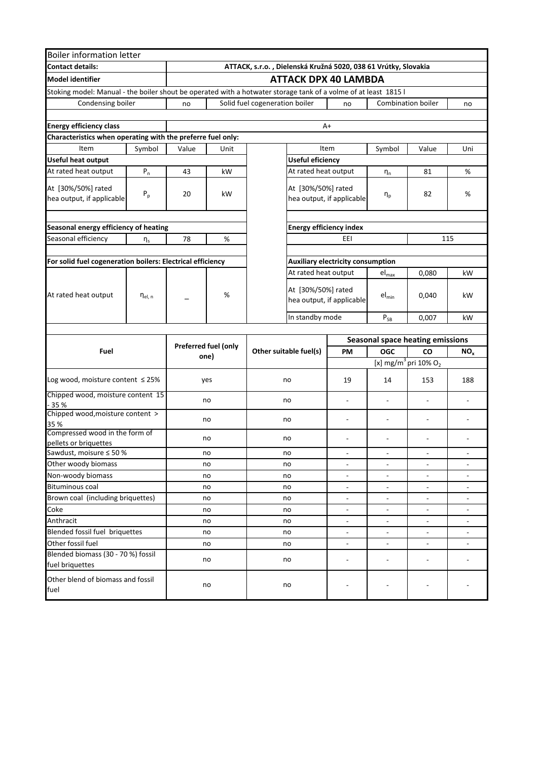| Boiler information letter | | | | | | | | | |
|---|---|---|---|---|---|---|---|---|---|
| **Contact details:** | | **ATTACK, s.r.o. , Dielenská Kružná 5020, 038 61 Vrútky, Slovakia** | | | | | | | |
| **Model identifier** | | **ATTACK DPX 40 LAMBDA** | | | | | | | |
| Stoking model: Manual - the boiler shout be operated with a hotwater storage tank of a volme of at least 1815 l | | | | | | | | | |
| Condensing boiler | | no | Solid fuel cogeneration boiler | | | no | Combination boiler | | no |
| **Energy efficiency class** | | A+ | | | | | | | |
| **Characteristics when operating with the preferre fuel only:** | | | | | | | | | |
| Item | Symbol | Value | Unit | | Item | | Symbol | Value | Uni |
| **Useful heat output** | | | | | **Useful eficiency** | | | | |
| At rated heat output | $P_n$ | 43 | kW | | At rated heat output | | $\eta_n$ | 81 | % |
| At [30%/50%] rated hea output, if applicable | $P_p$ | 20 | kW | | At [30%/50%] rated hea output, if applicable | | $\eta_p$ | 82 | % |
| **Seasonal energy efficiency of heating** | | | | | **Energy efficiency index** | | | | |
| Seasonal efficiency | $\eta_s$ | 78 | % | | EEI | | | 115 | |
| **For solid fuel cogeneration boilers: Electrical efficiency** | | | | | **Auxiliary electricity consumption** | | | | |
| At rated heat output | $\eta_{el,n}$ | _ | % | | At rated heat output | | $el_{max}$ | 0,080 | kW |
| | | | | | At [30%/50%] rated hea output, if applicable | | $el_{min}$ | 0,040 | kW |
| | | | | | In standby mode | | $P_{SB}$ | 0,007 | kW |

| Fuel | Preferred fuel (only one) | Other suitable fuel(s) | Seasonal space heating emissions | | | |
|---|---|---|---|---|---|---|
| | | | **PM** | **OGC** | **CO** | **$NO_x$** |
| | | | [x] mg/m$^3$ pri 10% $O_2$ | | | |
| Log wood, moisture content ≤ 25% | yes | no | 19 | 14 | 153 | 188 |
| Chipped wood, moisture content 15 - 35 % | no | no | - | - | - | - |
| Chipped wood,moisture content > 35 % | no | no | - | - | - | - |
| Compressed wood in the form of pellets or briquettes | no | no | - | - | - | - |
| Sawdust, moisure ≤ 50 % | no | no | - | - | - | - |
| Other woody biomass | no | no | - | - | - | - |
| Non-woody biomass | no | no | - | - | - | - |
| Bituminous coal | no | no | - | - | - | - |
| Brown coal (including briquettes) | no | no | - | - | - | - |
| Coke | no | no | - | - | - | - |
| Anthracit | no | no | - | - | - | - |
| Blended fossil fuel briquettes | no | no | - | - | - | - |
| Other fossil fuel | no | no | - | - | - | - |
| Blended biomass (30 - 70 %) fossil fuel briquettes | no | no | - | - | - | - |
| Other blend of biomass and fossil fuel | no | no | - | - | - | - |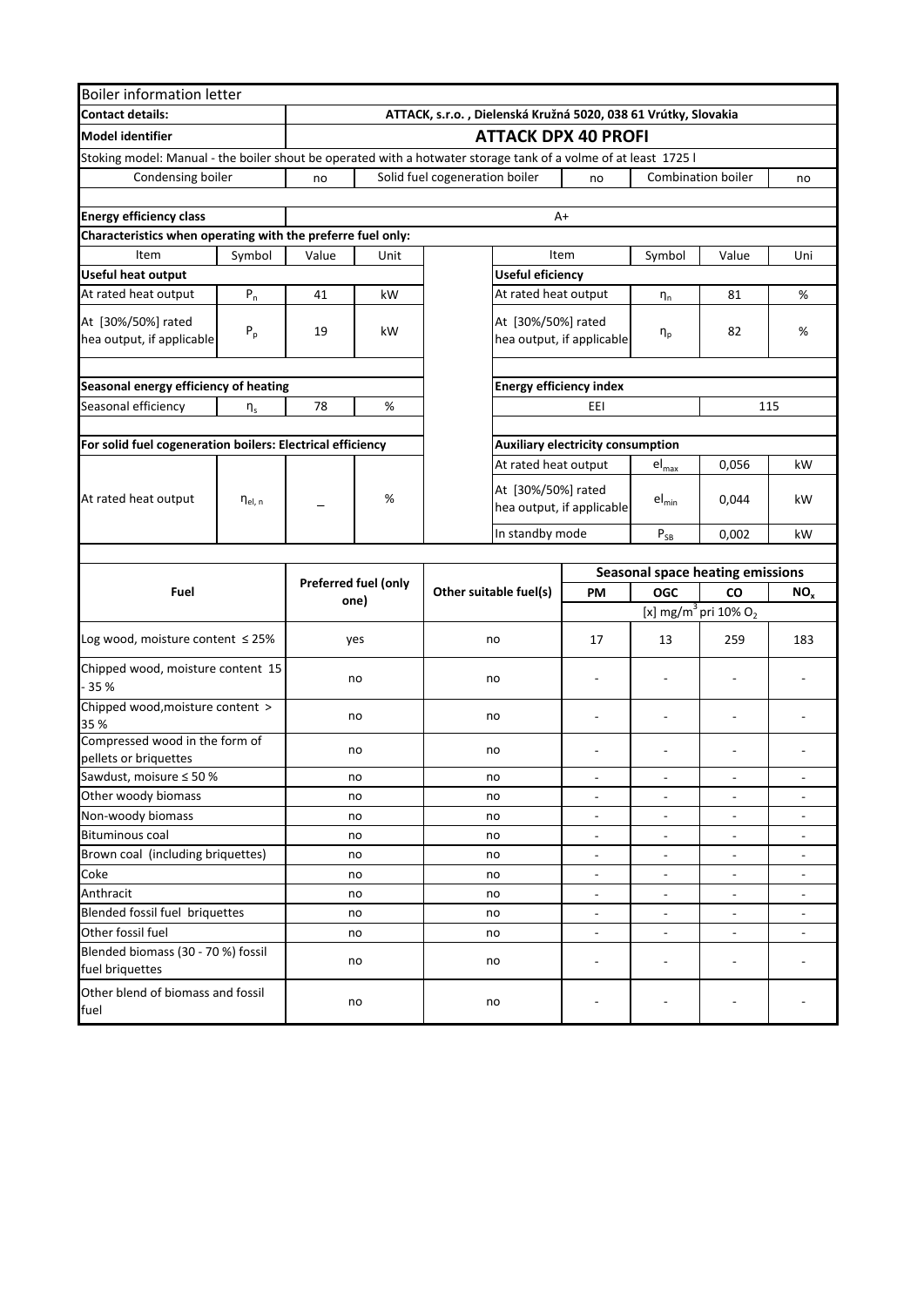# Boiler information letter

| Contact details: | ATTACK, s.r.o. , Dielenská Kružná 5020, 038 61 Vrútky, Slovakia |
|---|---|
| **Model identifier** | **ATTACK DPX 40 PROFI** |

Stoking model: Manual - the boiler shout be operated with a hotwater storage tank of a volme of at least 1725 l

| Condensing boiler | no | Solid fuel cogeneration boiler | no | Combination boiler | no |
|---|---|---|---|---|---|

| **Energy efficiency class** | A+ |
|---|---|

**Characteristics when operating with the preferre fuel only:**

| Item | Symbol | Value | Unit | Item | Symbol | Value | Uni |
|---|---|---|---|---|---|---|---|
| **Useful heat output** | | | | **Useful eficiency** | | | |
| At rated heat output | $P_n$ | 41 | kW | At rated heat output | $\eta_n$ | 81 | % |
| At [30%/50%] rated hea output, if applicable | $P_p$ | 19 | kW | At [30%/50%] rated hea output, if applicable | $\eta_p$ | 82 | % |
| **Seasonal energy efficiency of heating** | | | | **Energy efficiency index** | | | |
| Seasonal efficiency | $\eta_s$ | 78 | % | EEI | | 115 | |
| **For solid fuel cogeneration boilers: Electrical efficiency** | | | | **Auxiliary electricity consumption** | | | |
| At rated heat output | $\eta_{el,n}$ | _ | % | At rated heat output | $el_{max}$ | 0,056 | kW |
| | | | | At [30%/50%] rated hea output, if applicable | $el_{min}$ | 0,044 | kW |
| | | | | In standby mode | $P_{SB}$ | 0,002 | kW |

| Fuel | Preferred fuel (only one) | Other suitable fuel(s) | Seasonal space heating emissions | | | |
|---|---|---|---|---|---|---|
| | | | **PM** | **OGC** | **CO** | $NO_x$ |
| | | | [x] $mg/m^3$ pri 10% $O_2$ | | | |
| Log wood, moisture content ≤ 25% | yes | no | 17 | 13 | 259 | 183 |
| Chipped wood, moisture content 15 - 35 % | no | no | - | - | - | - |
| Chipped wood,moisture content > 35 % | no | no | - | - | - | - |
| Compressed wood in the form of pellets or briquettes | no | no | - | - | - | - |
| Sawdust, moisure ≤ 50 % | no | no | - | - | - | - |
| Other woody biomass | no | no | - | - | - | - |
| Non-woody biomass | no | no | - | - | - | - |
| Bituminous coal | no | no | - | - | - | - |
| Brown coal (including briquettes) | no | no | - | - | - | - |
| Coke | no | no | - | - | - | - |
| Anthracit | no | no | - | - | - | - |
| Blended fossil fuel briquettes | no | no | - | - | - | - |
| Other fossil fuel | no | no | - | - | - | - |
| Blended biomass (30 - 70 %) fossil fuel briquettes | no | no | - | - | - | - |
| Other blend of biomass and fossil fuel | no | no | - | - | - | - |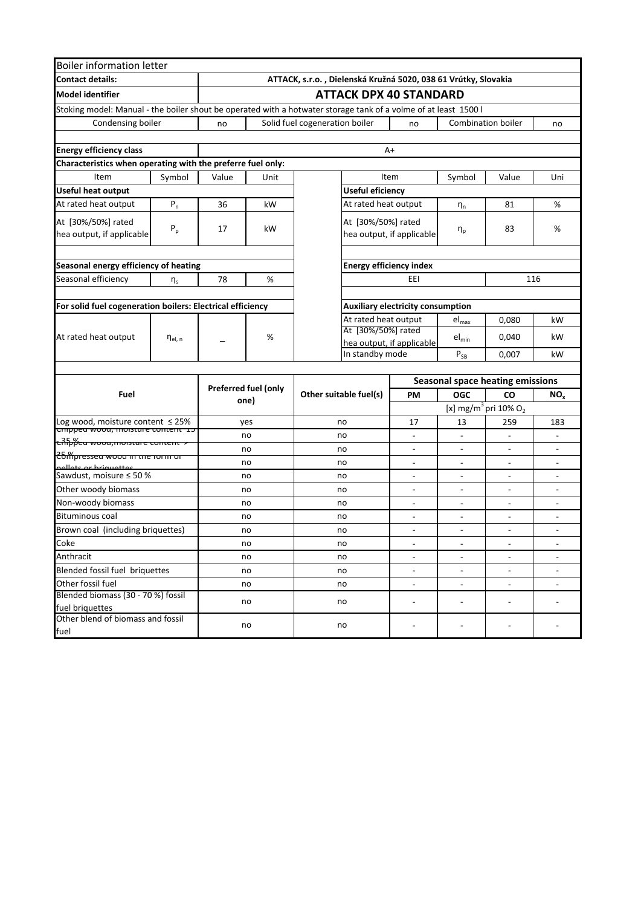Boiler information letter

| Contact details: | ATTACK, s.r.o. , Dielenská Kružná 5020, 038 61 Vrútky, Slovakia |
|---|---|
| **Model identifier** | **ATTACK DPX 40 STANDARD** |

Stoking model: Manual - the boiler shout be operated with a hotwater storage tank of a volme of at least 1500 l

| Condensing boiler | no | Solid fuel cogeneration boiler | no | Combination boiler | no |
|---|---|---|---|---|---|

| **Energy efficiency class** | A+ |
|---|---|

**Characteristics when operating with the preferre fuel only:**

| Item | Symbol | Value | Unit | Item | Symbol | Value | Uni |
|---|---|---|---|---|---|---|---|
| **Useful heat output** | | | | **Useful eficiency** | | | |
| At rated heat output | $P_n$ | 36 | kW | At rated heat output | $\eta_n$ | 81 | % |
| At [30%/50%] rated hea output, if applicable | $P_p$ | 17 | kW | At [30%/50%] rated hea output, if applicable | $\eta_p$ | 83 | % |
| **Seasonal energy efficiency of heating** | | | | **Energy efficiency index** | | | |
| Seasonal efficiency | $\eta_s$ | 78 | % | EEI | | 116 | |
| **For solid fuel cogeneration boilers: Electrical efficiency** | | | | **Auxiliary electricity consumption** | | | |
| At rated heat output | $\eta_{el, n}$ | _ | % | At rated heat output | $el_{max}$ | 0,080 | kW |
| | | | | At [30%/50%] rated hea output, if applicable | $el_{min}$ | 0,040 | kW |
| | | | | In standby mode | $P_{SB}$ | 0,007 | kW |

| Fuel | Preferred fuel (only one) | Other suitable fuel(s) | Seasonal space heating emissions | | | |
|---|---|---|---|---|---|---|
| | | | PM | OGC | CO | $NO_x$ |
| | | | [x] $mg/m^3$ pri 10% $O_2$ | | | |
| Log wood, moisture content ≤ 25% | yes | no | 17 | 13 | 259 | 183 |
| Chipped wood, moisture content 15-35 % | no | no | - | - | - | - |
| Chipped wood, moisture content > 35 % | no | no | - | - | - | - |
| Compressed wood in the form of pellets or briquettes | no | no | - | - | - | - |
| Sawdust, moisure ≤ 50 % | no | no | - | - | - | - |
| Other woody biomass | no | no | - | - | - | - |
| Non-woody biomass | no | no | - | - | - | - |
| Bituminous coal | no | no | - | - | - | - |
| Brown coal (including briquettes) | no | no | - | - | - | - |
| Coke | no | no | - | - | - | - |
| Anthracit | no | no | - | - | - | - |
| Blended fossil fuel briquettes | no | no | - | - | - | - |
| Other fossil fuel | no | no | - | - | - | - |
| Blended biomass (30 - 70 %) fossil fuel briquettes | no | no | - | - | - | - |
| Other blend of biomass and fossil fuel | no | no | - | - | - | - |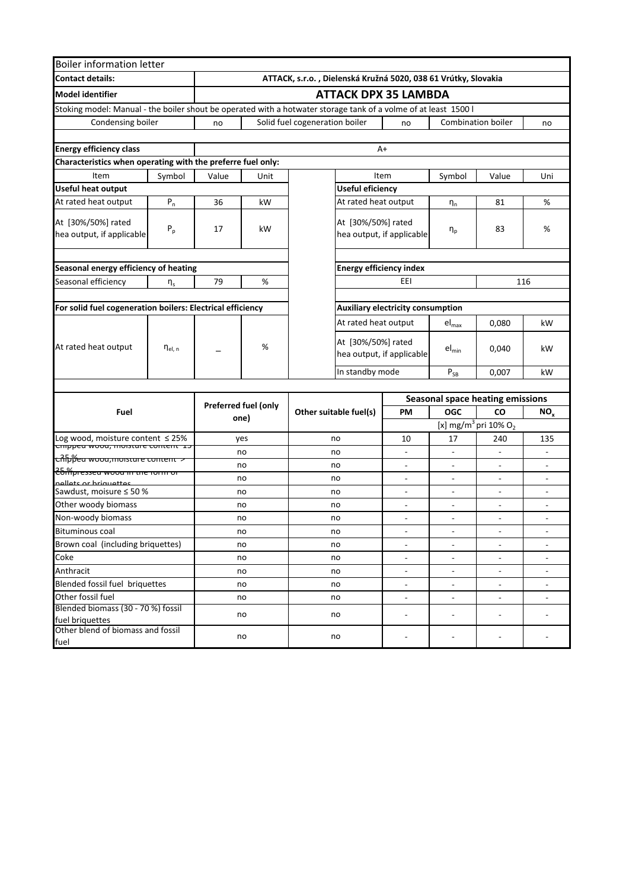Boiler information letter

| | |
|---|---|
| **Contact details:** | **ATTACK, s.r.o. , Dielenská Kružná 5020, 038 61 Vrútky, Slovakia** |
| **Model identifier** | **ATTACK DPX 35 LAMBDA** |

Stoking model: Manual - the boiler shout be operated with a hotwater storage tank of a volme of at least 1500 l

| Condensing boiler | no | Solid fuel cogeneration boiler | no | Combination boiler | no |
|---|---|---|---|---|---|

| | |
|---|---|
| **Energy efficiency class** | A+ |

**Characteristics when operating with the preferre fuel only:**

| Item | Symbol | Value | Unit | Item | Symbol | Value | Uni |
|---|---|---|---|---|---|---|---|
| **Useful heat output** | | | | **Useful eficiency** | | | |
| At rated heat output | $P_n$ | 36 | kW | At rated heat output | $\eta_n$ | 81 | % |
| At [30%/50%] rated hea output, if applicable | $P_p$ | 17 | kW | At [30%/50%] rated hea output, if applicable | $\eta_p$ | 83 | % |
| **Seasonal energy efficiency of heating** | | | | **Energy efficiency index** | | | |
| Seasonal efficiency | $\eta_s$ | 79 | % | EEI | | 116 | |
| **For solid fuel cogeneration boilers: Electrical efficiency** | | | | **Auxiliary electricity consumption** | | | |
| At rated heat output | $\eta_{el,n}$ | _ | % | At rated heat output | $el_{max}$ | 0,080 | kW |
| | | | | At [30%/50%] rated hea output, if applicable | $el_{min}$ | 0,040 | kW |
| | | | | In standby mode | $P_{SB}$ | 0,007 | kW |

| Fuel | Preferred fuel (only one) | Other suitable fuel(s) | Seasonal space heating emissions | | | |
|---|---|---|---|---|---|---|
| | | | **PM** | **OGC** | **CO** | **$NO_x$** |
| | | | [x] mg/m³ pri 10% $O_2$ | | | |
| Log wood, moisture content ≤ 25% | yes | no | 10 | 17 | 240 | 135 |
| Chipped wood, moisture content 15 - 35 % | no | no | - | - | - | - |
| Chipped wood,moisture content > 35 % | no | no | - | - | - | - |
| Compressed wood in the form of pellets or briquettes | no | no | - | - | - | - |
| Sawdust, moisure ≤ 50 % | no | no | - | - | - | - |
| Other woody biomass | no | no | - | - | - | - |
| Non-woody biomass | no | no | - | - | - | - |
| Bituminous coal | no | no | - | - | - | - |
| Brown coal (including briquettes) | no | no | - | - | - | - |
| Coke | no | no | - | - | - | - |
| Anthracit | no | no | - | - | - | - |
| Blended fossil fuel briquettes | no | no | - | - | - | - |
| Other fossil fuel | no | no | - | - | - | - |
| Blended biomass (30 - 70 %) fossil fuel briquettes | no | no | - | - | - | - |
| Other blend of biomass and fossil fuel | no | no | - | - | - | - |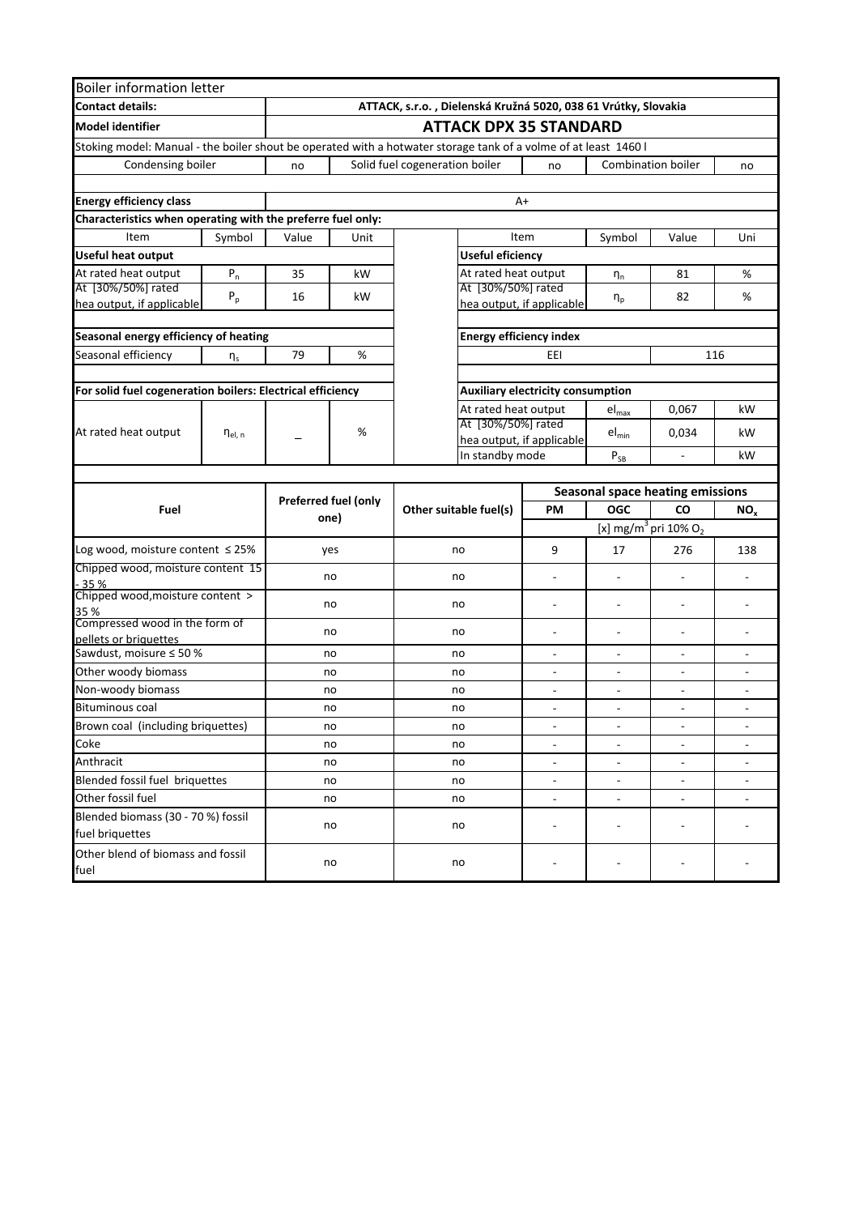| Boiler information letter | | | | | | | | | |
|---|---|---|---|---|---|---|---|---|---|
| **Contact details:** | | **ATTACK, s.r.o. , Dielenská Kružná 5020, 038 61 Vrútky, Slovakia** | | | | | | | |
| **Model identifier** | | **ATTACK DPX 35 STANDARD** | | | | | | | |
| Stoking model: Manual - the boiler shout be operated with a hotwater storage tank of a volme of at least 1460 l | | | | | | | | | |
| Condensing boiler | | no | Solid fuel cogeneration boiler | | | no | Combination boiler | | no |
| **Energy efficiency class** | | A+ | | | | | | | |
| **Characteristics when operating with the preferre fuel only:** | | | | | | | | | |
| Item | Symbol | Value | Unit | | Item | | Symbol | Value | Uni |
| **Useful heat output** | | | | | **Useful eficiency** | | | | |
| At rated heat output | $P_n$ | 35 | kW | | At rated heat output | | $\eta_n$ | 81 | % |
| At [30%/50%] rated hea output, if applicable | $P_p$ | 16 | kW | | At [30%/50%] rated hea output, if applicable | | $\eta_p$ | 82 | % |
| **Seasonal energy efficiency of heating** | | | | | **Energy efficiency index** | | | | |
| Seasonal efficiency | $\eta_s$ | 79 | % | | EEI | | | 116 | |
| **For solid fuel cogeneration boilers: Electrical efficiency** | | | | | **Auxiliary electricity consumption** | | | | |
| At rated heat output | $\eta_{el,n}$ | _ | % | | At rated heat output | | $el_{max}$ | 0,067 | kW |
| | | | | | At [30%/50%] rated hea output, if applicable | | $el_{min}$ | 0,034 | kW |
| | | | | | In standby mode | | $P_{SB}$ | - | kW |

| Fuel | Preferred fuel (only one) | Other suitable fuel(s) | Seasonal space heating emissions | | | |
|---|---|---|---|---|---|---|
| | | | PM | OGC | CO | $NO_x$ |
| | | | [x] $mg/m^3$ pri 10% $O_2$ | | | |
| Log wood, moisture content ≤ 25% | yes | no | 9 | 17 | 276 | 138 |
| Chipped wood, moisture content 15 - 35 % | no | no | - | - | - | - |
| Chipped wood,moisture content > 35 % | no | no | - | - | - | - |
| Compressed wood in the form of pellets or briquettes | no | no | - | - | - | - |
| Sawdust, moisure ≤ 50 % | no | no | - | - | - | - |
| Other woody biomass | no | no | - | - | - | - |
| Non-woody biomass | no | no | - | - | - | - |
| Bituminous coal | no | no | - | - | - | - |
| Brown coal (including briquettes) | no | no | - | - | - | - |
| Coke | no | no | - | - | - | - |
| Anthracit | no | no | - | - | - | - |
| Blended fossil fuel briquettes | no | no | - | - | - | - |
| Other fossil fuel | no | no | - | - | - | - |
| Blended biomass (30 - 70 %) fossil fuel briquettes | no | no | - | - | - | - |
| Other blend of biomass and fossil fuel | no | no | - | - | - | - |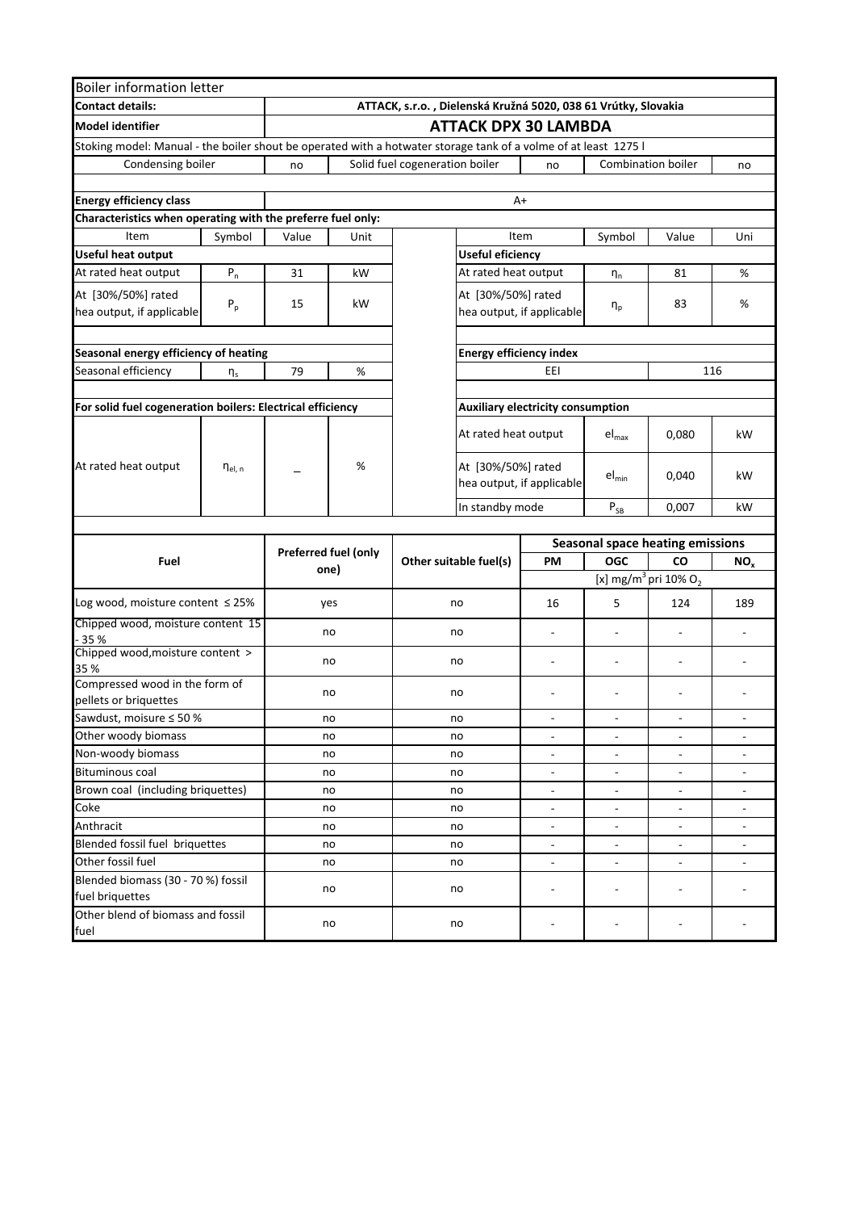# Boiler information letter

| | |
|---|---|
| **Contact details:** | **ATTACK, s.r.o. , Dielenská Kružná 5020, 038 61 Vrútky, Slovakia** |
| **Model identifier** | **ATTACK DPX 30 LAMBDA** |

Stoking model: Manual - the boiler shout be operated with a hotwater storage tank of a volme of at least 1275 l

| Condensing boiler | no | Solid fuel cogeneration boiler | no | Combination boiler | no |
|---|---|---|---|---|---|

| **Energy efficiency class** | A+ |
|---|---|

**Characteristics when operating with the preferre fuel only:**

| Item | Symbol | Value | Unit | | Item | Symbol | Value | Uni |
|---|---|---|---|---|---|---|---|---|
| **Useful heat output** | | | | | **Useful eficiency** | | | |
| At rated heat output | $P_n$ | 31 | kW | | At rated heat output | $\eta_n$ | 81 | % |
| At [30%/50%] rated hea output, if applicable | $P_p$ | 15 | kW | | At [30%/50%] rated hea output, if applicable | $\eta_p$ | 83 | % |
| **Seasonal energy efficiency of heating** | | | | | **Energy efficiency index** | | | |
| Seasonal efficiency | $\eta_s$ | 79 | % | | EEI | | 116 | |
| **For solid fuel cogeneration boilers: Electrical efficiency** | | | | | **Auxiliary electricity consumption** | | | |
| At rated heat output | $\eta_{el,n}$ | – | % | | At rated heat output | $el_{max}$ | 0,080 | kW |
| | | | | | At [30%/50%] rated hea output, if applicable | $el_{min}$ | 0,040 | kW |
| | | | | | In standby mode | $P_{SB}$ | 0,007 | kW |

| **Fuel** | **Preferred fuel (only one)** | **Other suitable fuel(s)** | **Seasonal space heating emissions** | | | |
|---|---|---|---|---|---|---|
| | | | **PM** | **OGC** | **CO** | **$NO_x$** |
| | | | [x] $mg/m^3$ pri 10% $O_2$ | | | |
| Log wood, moisture content ≤ 25% | yes | no | 16 | 5 | 124 | 189 |
| Chipped wood, moisture content 15 - 35 % | no | no | - | - | - | - |
| Chipped wood,moisture content > 35 % | no | no | - | - | - | - |
| Compressed wood in the form of pellets or briquettes | no | no | - | - | - | - |
| Sawdust, moisure ≤ 50 % | no | no | - | - | - | - |
| Other woody biomass | no | no | - | - | - | - |
| Non-woody biomass | no | no | - | - | - | - |
| Bituminous coal | no | no | - | - | - | - |
| Brown coal (including briquettes) | no | no | - | - | - | - |
| Coke | no | no | - | - | - | - |
| Anthracit | no | no | - | - | - | - |
| Blended fossil fuel briquettes | no | no | - | - | - | - |
| Other fossil fuel | no | no | - | - | - | - |
| Blended biomass (30 - 70 %) fossil fuel briquettes | no | no | - | - | - | - |
| Other blend of biomass and fossil fuel | no | no | - | - | - | - |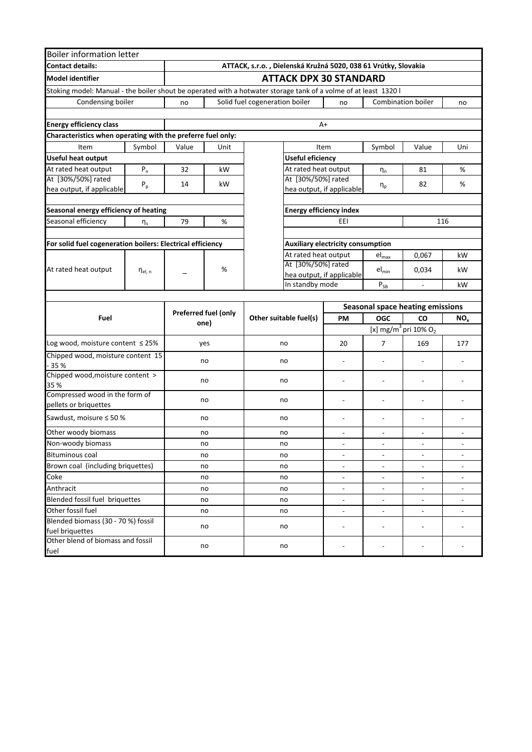## Boiler information letter

| | |
|---|---|
| **Contact details:** | **ATTACK, s.r.o. , Dielenská Kružná 5020, 038 61 Vrútky, Slovakia** |
| **Model identifier** | **ATTACK DPX 30 STANDARD** |

Stoking model: Manual - the boiler shout be operated with a hotwater storage tank of a volme of at least 1320 l

| Condensing boiler | no | Solid fuel cogeneration boiler | no | Combination boiler | no |
|---|---|---|---|---|---|

| | |
|---|---|
| **Energy efficiency class** | A+ |

**Characteristics when operating with the preferre fuel only:**

| Item | Symbol | Value | Unit | Item | Symbol | Value | Uni |
|---|---|---|---|---|---|---|---|
| **Useful heat output** | | | | **Useful eficiency** | | | |
| At rated heat output | $P_n$ | 32 | kW | At rated heat output | $\eta_n$ | 81 | % |
| At [30%/50%] rated hea output, if applicable | $P_p$ | 14 | kW | At [30%/50%] rated hea output, if applicable | $\eta_p$ | 82 | % |
| **Seasonal energy efficiency of heating** | | | | **Energy efficiency index** | | | |
| Seasonal efficiency | $\eta_s$ | 79 | % | EEI | | 116 | |
| **For solid fuel cogeneration boilers: Electrical efficiency** | | | | **Auxiliary electricity consumption** | | | |
| At rated heat output | $\eta_{el,n}$ | _ | % | At rated heat output | $el_{max}$ | 0,067 | kW |
| | | | | At [30%/50%] rated hea output, if applicable | $el_{min}$ | 0,034 | kW |
| | | | | In standby mode | $P_{SB}$ | - | kW |

| Fuel | Preferred fuel (only one) | Other suitable fuel(s) | Seasonal space heating emissions | | | |
|---|---|---|---|---|---|---|
| | | | **PM** | **OGC** | **CO** | **$NO_x$** |
| | | | [x] mg/m$^3$ pri 10% $O_2$ | | | |
| Log wood, moisture content ≤ 25% | yes | no | 20 | 7 | 169 | 177 |
| Chipped wood, moisture content 15 - 35 % | no | no | - | - | - | - |
| Chipped wood,moisture content > 35 % | no | no | - | - | - | - |
| Compressed wood in the form of pellets or briquettes | no | no | - | - | - | - |
| Sawdust, moisure ≤ 50 % | no | no | - | - | - | - |
| Other woody biomass | no | no | - | - | - | - |
| Non-woody biomass | no | no | - | - | - | - |
| Bituminous coal | no | no | - | - | - | - |
| Brown coal (including briquettes) | no | no | - | - | - | - |
| Coke | no | no | - | - | - | - |
| Anthracit | no | no | - | - | - | - |
| Blended fossil fuel briquettes | no | no | - | - | - | - |
| Other fossil fuel | no | no | - | - | - | - |
| Blended biomass (30 - 70 %) fossil fuel briquettes | no | no | - | - | - | - |
| Other blend of biomass and fossil fuel | no | no | - | - | - | - |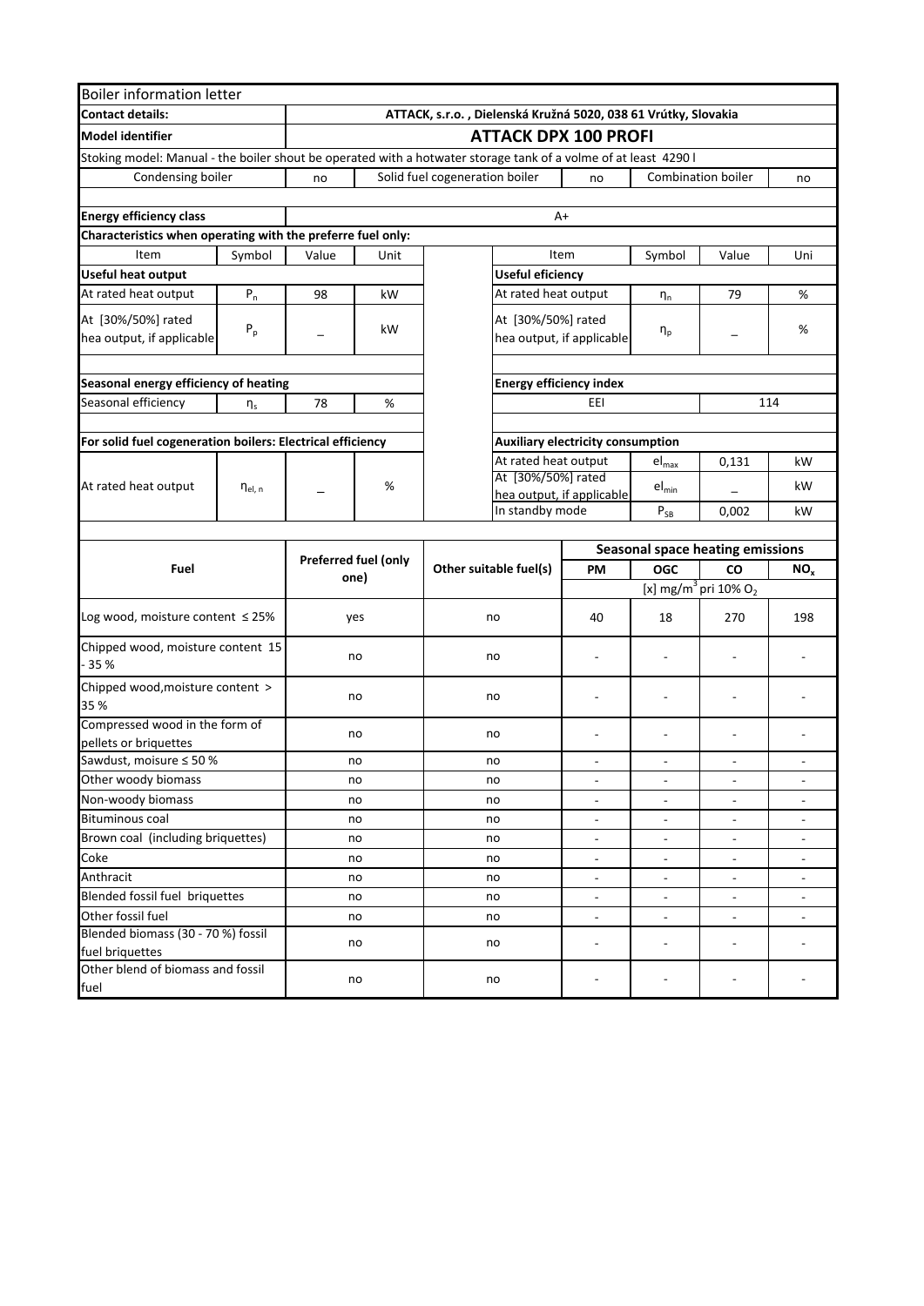## Boiler information letter

| Contact details: | ATTACK, s.r.o. , Dielenská Kružná 5020, 038 61 Vrútky, Slovakia |
|---|---|
| **Model identifier** | **ATTACK DPX 100 PROFI** |

Stoking model: Manual - the boiler shout be operated with a hotwater storage tank of a volme of at least 4290 l

| Condensing boiler | no | Solid fuel cogeneration boiler | no | Combination boiler | no |
|---|---|---|---|---|---|

| **Energy efficiency class** | A+ |
|---|---|

**Characteristics when operating with the preferre fuel only:**

| Item | Symbol | Value | Unit | Item | Symbol | Value | Uni |
|---|---|---|---|---|---|---|---|
| **Useful heat output** | | | | **Useful eficiency** | | | |
| At rated heat output | $P_n$ | 98 | kW | At rated heat output | $\eta_n$ | 79 | % |
| At [30%/50%] rated hea output, if applicable | $P_p$ | _ | kW | At [30%/50%] rated hea output, if applicable | $\eta_p$ | _ | % |
| **Seasonal energy efficiency of heating** | | | | **Energy efficiency index** | | | |
| Seasonal efficiency | $\eta_s$ | 78 | % | EEI | | 114 | |
| **For solid fuel cogeneration boilers: Electrical efficiency** | | | | **Auxiliary electricity consumption** | | | |
| At rated heat output | $\eta_{el,n}$ | _ | % | At rated heat output | $el_{max}$ | 0,131 | kW |
| | | | | At [30%/50%] rated hea output, if applicable | $el_{min}$ | _ | kW |
| | | | | In standby mode | $P_{SB}$ | 0,002 | kW |

| Fuel | Preferred fuel (only one) | Other suitable fuel(s) | Seasonal space heating emissions | | | |
|---|---|---|---|---|---|---|
| | | | PM | OGC | CO | $NO_x$ |
| | | | [x] mg/m$^3$ pri 10% $O_2$ | | | |
| Log wood, moisture content ≤ 25% | yes | no | 40 | 18 | 270 | 198 |
| Chipped wood, moisture content 15 - 35 % | no | no | - | - | - | - |
| Chipped wood,moisture content > 35 % | no | no | - | - | - | - |
| Compressed wood in the form of pellets or briquettes | no | no | - | - | - | - |
| Sawdust, moisure ≤ 50 % | no | no | - | - | - | - |
| Other woody biomass | no | no | - | - | - | - |
| Non-woody biomass | no | no | - | - | - | - |
| Bituminous coal | no | no | - | - | - | - |
| Brown coal (including briquettes) | no | no | - | - | - | - |
| Coke | no | no | - | - | - | - |
| Anthracit | no | no | - | - | - | - |
| Blended fossil fuel briquettes | no | no | - | - | - | - |
| Other fossil fuel | no | no | - | - | - | - |
| Blended biomass (30 - 70 %) fossil fuel briquettes | no | no | - | - | - | - |
| Other blend of biomass and fossil fuel | no | no | - | - | - | - |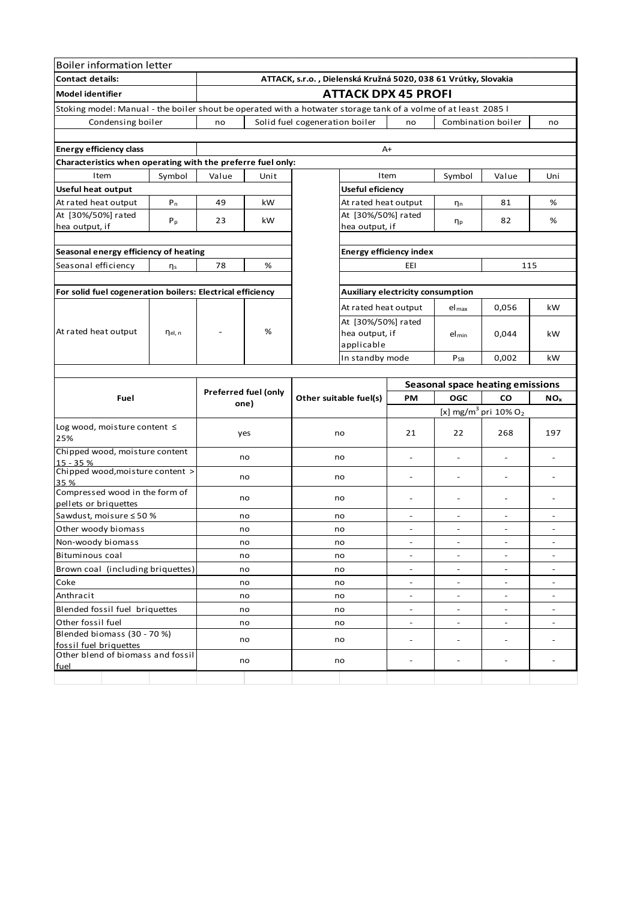| Boiler information letter | | | | | | | | | |
|---|---|---|---|---|---|---|---|---|---|
| **Contact details:** | | **ATTACK, s.r.o. , Dielenská Kružná 5020, 038 61 Vrútky, Slovakia** | | | | | | | |
| **Model identifier** | | **ATTACK DPX 45 PROFI** | | | | | | | |
| Stoking model: Manual - the boiler shout be operated with a hotwater storage tank of a volme of at least 2085 l | | | | | | | | | |
| Condensing boiler | | no | Solid fuel cogeneration boiler | | | no | Combination boiler | | no |
| **Energy efficiency class** | | A+ | | | | | | | |
| **Characteristics when operating with the preferre fuel only:** | | | | | | | | | |
| Item | Symbol | Value | Unit | | Item | | Symbol | Value | Uni |
| **Useful heat output** | | | | | **Useful eficiency** | | | | |
| At rated heat output | $P_n$ | 49 | kW | | At rated heat output | | $\eta_n$ | 81 | % |
| At [30%/50%] rated hea output, if | $P_p$ | 23 | kW | | At [30%/50%] rated hea output, if | | $\eta_p$ | 82 | % |
| **Seasonal energy efficiency of heating** | | | | | **Energy efficiency index** | | | | |
| Seasonal efficiency | $\eta_s$ | 78 | % | | EEI | | | 115 | |
| **For solid fuel cogeneration boilers: Electrical efficiency** | | | | | **Auxiliary electricity consumption** | | | | |
| At rated heat output | $\eta_{el,n}$ | - | % | | At rated heat output | | $el_{max}$ | 0,056 | kW |
| | | | | | At [30%/50%] rated hea output, if applicable | | $el_{min}$ | 0,044 | kW |
| | | | | | In standby mode | | $P_{SB}$ | 0,002 | kW |

| **Fuel** | **Preferred fuel (only one)** | **Other suitable fuel(s)** | **Seasonal space heating emissions** | | | |
|---|---|---|---|---|---|---|
| | | | **PM** | **OGC** | **CO** | **$NO_x$** |
| | | | [x] mg/m³ pri 10% $O_2$ | | | |
| Log wood, moisture content ≤ 25% | yes | no | 21 | 22 | 268 | 197 |
| Chipped wood, moisture content 15 - 35 % | no | no | - | - | - | - |
| Chipped wood,moisture content > 35 % | no | no | - | - | - | - |
| Compressed wood in the form of pellets or briquettes | no | no | - | - | - | - |
| Sawdust, moisure ≤ 50 % | no | no | - | - | - | - |
| Other woody biomass | no | no | - | - | - | - |
| Non-woody biomass | no | no | - | - | - | - |
| Bituminous coal | no | no | - | - | - | - |
| Brown coal (including briquettes) | no | no | - | - | - | - |
| Coke | no | no | - | - | - | - |
| Anthracit | no | no | - | - | - | - |
| Blended fossil fuel briquettes | no | no | - | - | - | - |
| Other fossil fuel | no | no | - | - | - | - |
| Blended biomass (30 - 70 %) fossil fuel briquettes | no | no | - | - | - | - |
| Other blend of biomass and fossil fuel | no | no | - | - | - | - |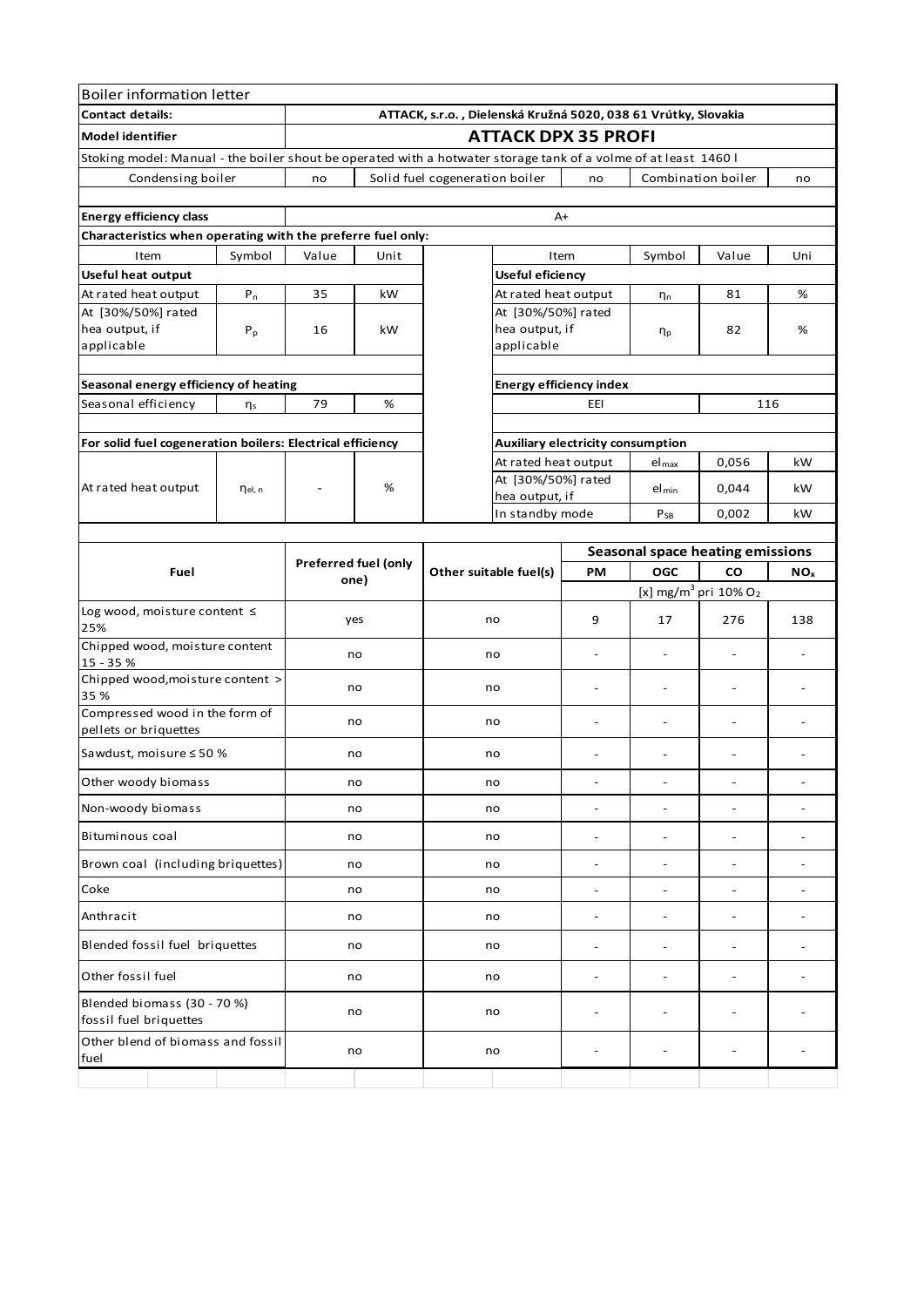| Boiler information letter | | | | | | | | | | |
|---|---|---|---|---|---|---|---|---|---|---|
| **Contact details:** | | ATTACK, s.r.o. , Dielenská Kružná 5020, 038 61 Vrútky, Slovakia | | | | | | | | |
| **Model identifier** | | **ATTACK DPX 35 PROFI** | | | | | | | | |
| Stoking model: Manual - the boiler shout be operated with a hotwater storage tank of a volme of at least 1460 l | | | | | | | | | | |
| Condensing boiler | | no | Solid fuel cogeneration boiler | | | no | Combination boiler | | no | |
| **Energy efficiency class** | | A+ | | | | | | | | |
| **Characteristics when operating with the preferre fuel only:** | | | | | | | | | | |
| Item | Symbol | Value | Unit | | Item | | Symbol | Value | Uni | |
| **Useful heat output** | | | | | **Useful eficiency** | | | | | |
| At rated heat output | $P_n$ | 35 | kW | | At rated heat output | | $\eta_n$ | 81 | % | |
| At [30%/50%] rated hea output, if applicable | $P_p$ | 16 | kW | | At [30%/50%] rated hea output, if applicable | | $\eta_p$ | 82 | % | |
| **Seasonal energy efficiency of heating** | | | | | **Energy efficiency index** | | | | | |
| Seasonal efficiency | $\eta_s$ | 79 | % | | EEI | | | 116 | | |
| **For solid fuel cogeneration boilers: Electrical efficiency** | | | | | **Auxiliary electricity consumption** | | | | | |
| At rated heat output | $\eta_{el,n}$ | - | % | | At rated heat output | | $el_{max}$ | 0,056 | kW | |
| | | | | | At [30%/50%] rated hea output, if | | $el_{min}$ | 0,044 | kW | |
| | | | | | In standby mode | | $P_{SB}$ | 0,002 | kW | |

| Fuel | Preferred fuel (only one) | Other suitable fuel(s) | Seasonal space heating emissions | | | |
|---|---|---|---|---|---|---|
| | | | PM | OGC | CO | $NO_x$ |
| | | | [x] mg/m³ pri 10% $O_2$ | | | |
| Log wood, moisture content ≤ 25% | yes | no | 9 | 17 | 276 | 138 |
| Chipped wood, moisture content 15 - 35 % | no | no | - | - | - | - |
| Chipped wood,moisture content > 35 % | no | no | - | - | - | - |
| Compressed wood in the form of pellets or briquettes | no | no | - | - | - | - |
| Sawdust, moisure ≤ 50 % | no | no | - | - | - | - |
| Other woody biomass | no | no | - | - | - | - |
| Non-woody biomass | no | no | - | - | - | - |
| Bituminous coal | no | no | - | - | - | - |
| Brown coal (including briquettes) | no | no | - | - | - | - |
| Coke | no | no | - | - | - | - |
| Anthracit | no | no | - | - | - | - |
| Blended fossil fuel briquettes | no | no | - | - | - | - |
| Other fossil fuel | no | no | - | - | - | - |
| Blended biomass (30 - 70 %) fossil fuel briquettes | no | no | - | - | - | - |
| Other blend of biomass and fossil fuel | no | no | - | - | - | - |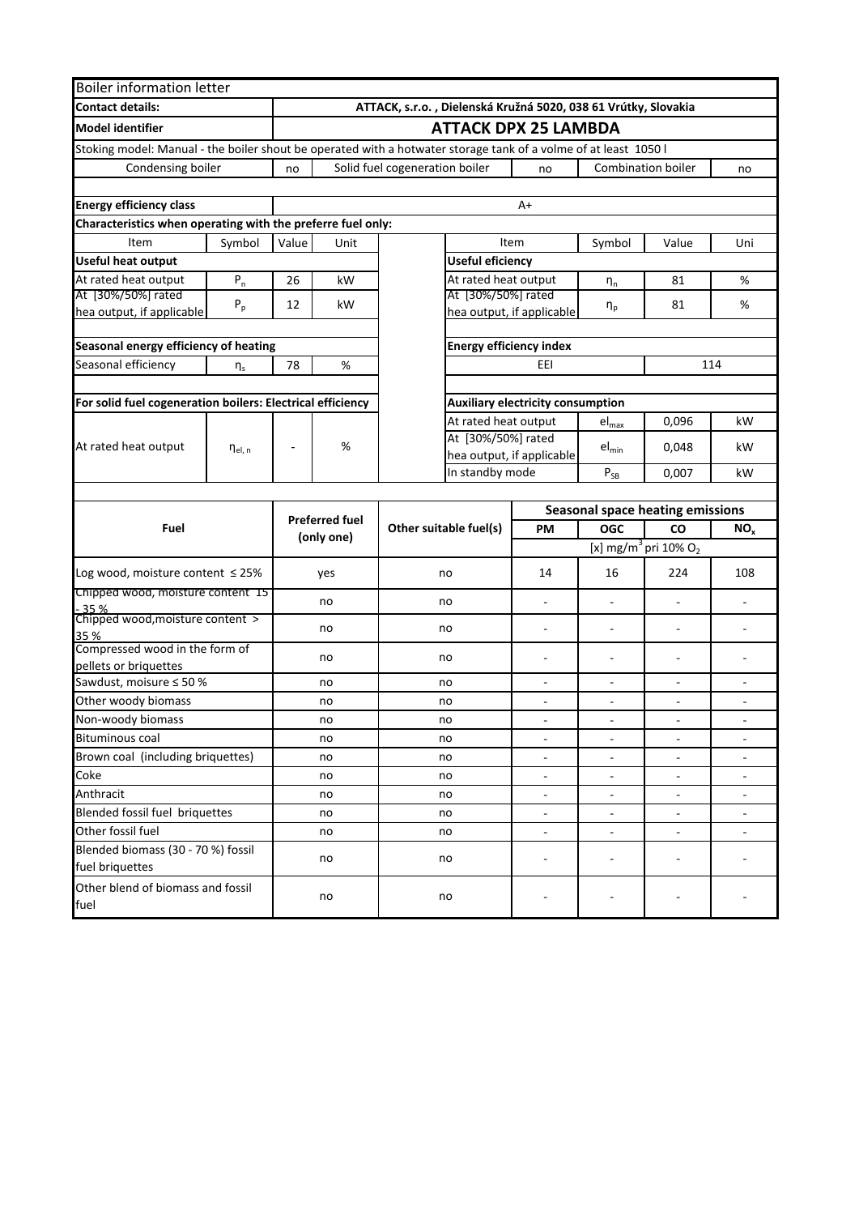| Boiler information letter | | | | | | | | | |
|---|---|---|---|---|---|---|---|---|---|
| **Contact details:** | | ATTACK, s.r.o. , Dielenská Kružná 5020, 038 61 Vrútky, Slovakia | | | | | | | |
| **Model identifier** | | **ATTACK DPX 25 LAMBDA** | | | | | | | |
| Stoking model: Manual - the boiler shout be operated with a hotwater storage tank of a volme of at least 1050 l | | | | | | | | | |
| Condensing boiler | | no | Solid fuel cogeneration boiler | | | no | Combination boiler | | no |
| **Energy efficiency class** | | A+ | | | | | | | |
| **Characteristics when operating with the preferre fuel only:** | | | | | | | | | |
| Item | Symbol | Value | Unit | | Item | | Symbol | Value | Uni |
| **Useful heat output** | | | | | **Useful eficiency** | | | | |
| At rated heat output | $P_n$ | 26 | kW | | At rated heat output | | $\eta_n$ | 81 | % |
| At [30%/50%] rated hea output, if applicable | $P_p$ | 12 | kW | | At [30%/50%] rated hea output, if applicable | | $\eta_p$ | 81 | % |
| **Seasonal energy efficiency of heating** | | | | | **Energy efficiency index** | | | | |
| Seasonal efficiency | $\eta_s$ | 78 | % | | EEI | | | 114 | |
| **For solid fuel cogeneration boilers: Electrical efficiency** | | | | | **Auxiliary electricity consumption** | | | | |
| At rated heat output | $\eta_{el,n}$ | - | % | | At rated heat output | | $el_{max}$ | 0,096 | kW |
| | | | | | At [30%/50%] rated hea output, if applicable | | $el_{min}$ | 0,048 | kW |
| | | | | | In standby mode | | $P_{SB}$ | 0,007 | kW |

| Fuel | Preferred fuel (only one) | Other suitable fuel(s) | Seasonal space heating emissions | | | |
|---|---|---|---|---|---|---|
| | | | PM | OGC | CO | $NO_x$ |
| | | | [x] mg/m$^3$ pri 10% $O_2$ | | | |
| Log wood, moisture content ≤ 25% | yes | no | 14 | 16 | 224 | 108 |
| Chipped wood, moisture content 15 - 35 % | no | no | - | - | - | - |
| Chipped wood,moisture content > 35 % | no | no | - | - | - | - |
| Compressed wood in the form of pellets or briquettes | no | no | - | - | - | - |
| Sawdust, moisure ≤ 50 % | no | no | - | - | - | - |
| Other woody biomass | no | no | - | - | - | - |
| Non-woody biomass | no | no | - | - | - | - |
| Bituminous coal | no | no | - | - | - | - |
| Brown coal (including briquettes) | no | no | - | - | - | - |
| Coke | no | no | - | - | - | - |
| Anthracit | no | no | - | - | - | - |
| Blended fossil fuel briquettes | no | no | - | - | - | - |
| Other fossil fuel | no | no | - | - | - | - |
| Blended biomass (30 - 70 %) fossil fuel briquettes | no | no | - | - | - | - |
| Other blend of biomass and fossil fuel | no | no | - | - | - | - |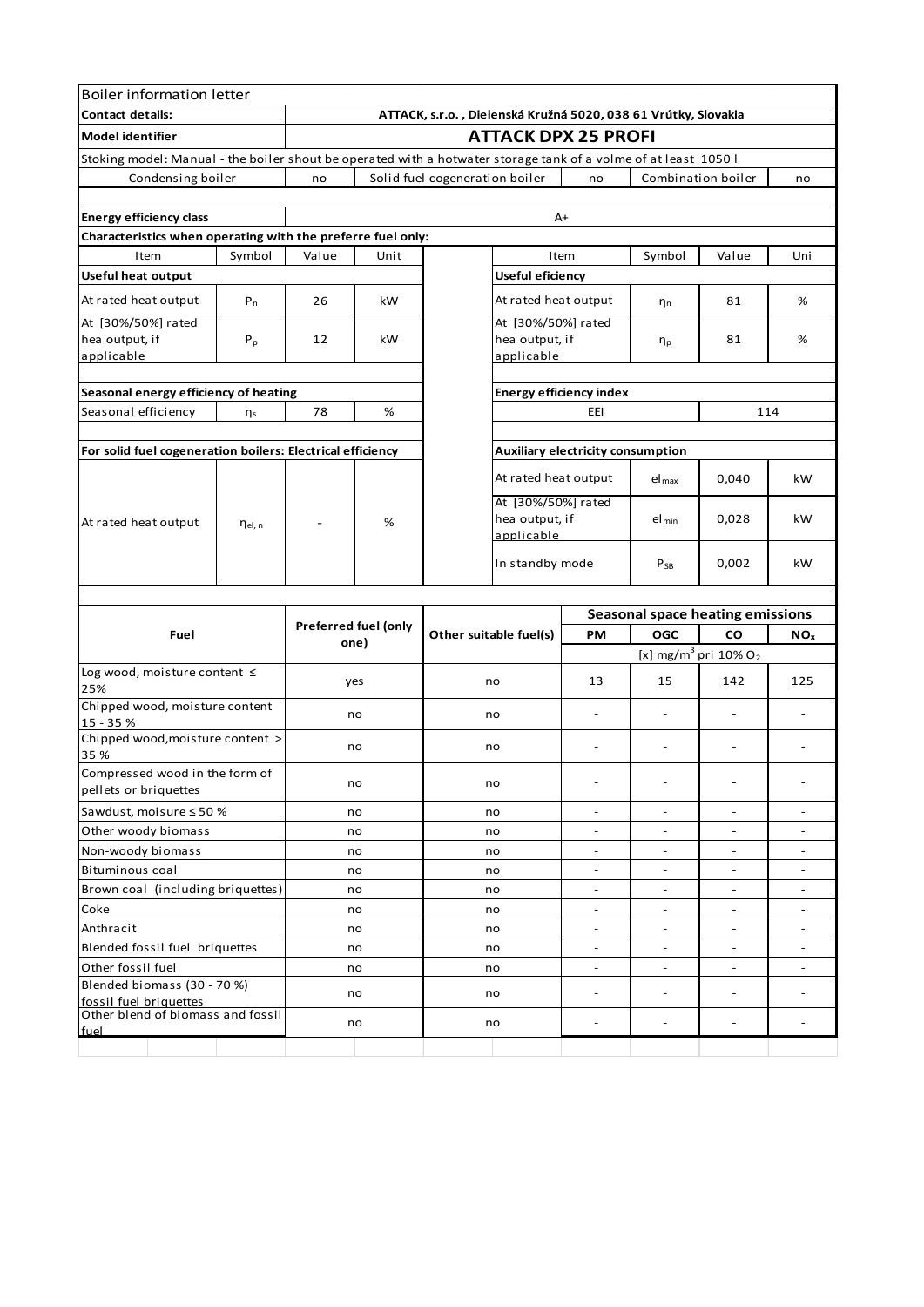| Boiler information letter | | | | | | | | | |
|---|---|---|---|---|---|---|---|---|---|
| **Contact details:** | | ATTACK, s.r.o. , Dielenská Kružná 5020, 038 61 Vrútky, Slovakia | | | | | | | |
| **Model identifier** | | **ATTACK DPX 25 PROFI** | | | | | | | |
| Stoking model: Manual - the boiler shout be operated with a hotwater storage tank of a volme of at least 1050 l | | | | | | | | | |
| Condensing boiler | | no | Solid fuel cogeneration boiler | | | no | Combination boiler | | no |
| **Energy efficiency class** | | A+ | | | | | | | |
| **Characteristics when operating with the preferre fuel only:** | | | | | | | | | |
| Item | Symbol | Value | Unit | | Item | | Symbol | Value | Uni |
| **Useful heat output** | | | | | **Useful eficiency** | | | | |
| At rated heat output | $P_n$ | 26 | kW | | At rated heat output | | $\eta_n$ | 81 | % |
| At [30%/50%] rated hea output, if applicable | $P_p$ | 12 | kW | | At [30%/50%] rated hea output, if applicable | | $\eta_p$ | 81 | % |
| **Seasonal energy efficiency of heating** | | | | | **Energy efficiency index** | | | | |
| Seasonal efficiency | $\eta_s$ | 78 | % | | EEI | | | 114 | |
| **For solid fuel cogeneration boilers: Electrical efficiency** | | | | | **Auxiliary electricity consumption** | | | | |
| At rated heat output | $\eta_{el,n}$ | - | % | | At rated heat output | | $el_{max}$ | 0,040 | kW |
| | | | | | At [30%/50%] rated hea output, if applicable | | $el_{min}$ | 0,028 | kW |
| | | | | | In standby mode | | $P_{SB}$ | 0,002 | kW |

| Fuel | Preferred fuel (only one) | Other suitable fuel(s) | Seasonal space heating emissions | | | |
|---|---|---|---|---|---|---|
| | | | **PM** | **OGC** | **CO** | **$NO_x$** |
| | | | [x] mg/m$^3$ pri 10% $O_2$ | | | |
| Log wood, moisture content ≤ 25% | yes | no | 13 | 15 | 142 | 125 |
| Chipped wood, moisture content 15 - 35 % | no | no | - | - | - | - |
| Chipped wood,moisture content > 35 % | no | no | - | - | - | - |
| Compressed wood in the form of pellets or briquettes | no | no | - | - | - | - |
| Sawdust, moisure ≤ 50 % | no | no | - | - | - | - |
| Other woody biomass | no | no | - | - | - | - |
| Non-woody biomass | no | no | - | - | - | - |
| Bituminous coal | no | no | - | - | - | - |
| Brown coal (including briquettes) | no | no | - | - | - | - |
| Coke | no | no | - | - | - | - |
| Anthracit | no | no | - | - | - | - |
| Blended fossil fuel briquettes | no | no | - | - | - | - |
| Other fossil fuel | no | no | - | - | - | - |
| Blended biomass (30 - 70 %) fossil fuel briquettes | no | no | - | - | - | - |
| Other blend of biomass and fossil fuel | no | no | - | - | - | - |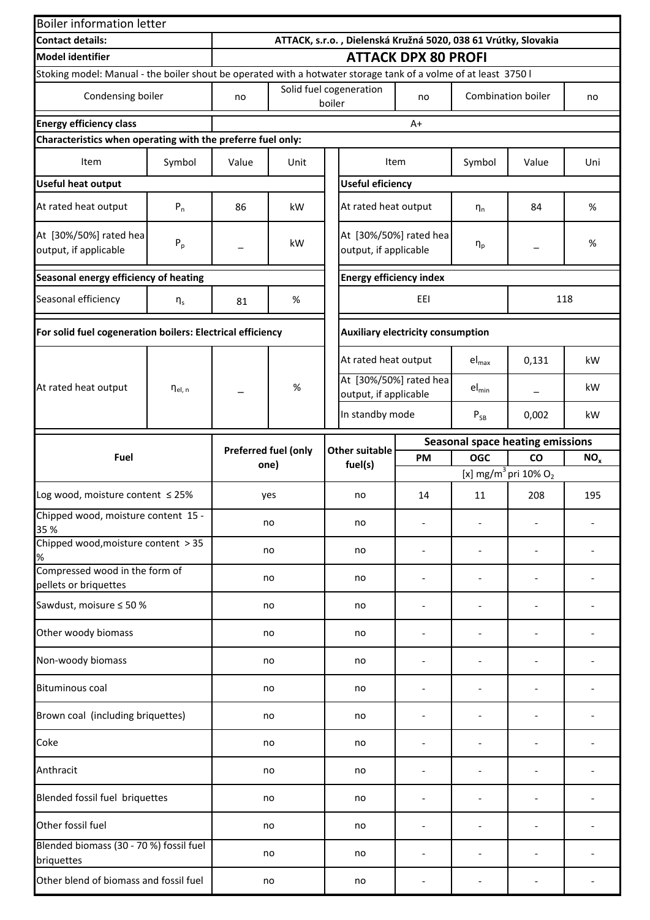Boiler information letter

| | | | |
|---|---|---|---|
| **Contact details:** | **ATTACK, s.r.o. , Dielenská Kružná 5020, 038 61 Vrútky, Slovakia** | | |
| **Model identifier** | **ATTACK DPX 80 PROFI** | | |

Stoking model: Manual - the boiler shout be operated with a hotwater storage tank of a volme of at least 3750 l

| Condensing boiler | no | Solid fuel cogeneration boiler | no | Combination boiler | no |
|---|---|---|---|---|---|

| **Energy efficiency class** | A+ |
|---|---|

**Characteristics when operating with the preferre fuel only:**

| Item | Symbol | Value | Unit | Item | Symbol | Value | Uni |
|---|---|---|---|---|---|---|---|
| **Useful heat output** | | | | **Useful eficiency** | | | |
| At rated heat output | $P_n$ | 86 | kW | At rated heat output | $\eta_n$ | 84 | % |
| At [30%/50%] rated hea output, if applicable | $P_p$ | – | kW | At [30%/50%] rated hea output, if applicable | $\eta_p$ | – | % |
| **Seasonal energy efficiency of heating** | | | | **Energy efficiency index** | | | |
| Seasonal efficiency | $\eta_s$ | 81 | % | EEI | | 118 | |
| **For solid fuel cogeneration boilers: Electrical efficiency** | | | | **Auxiliary electricity consumption** | | | |
| At rated heat output | $\eta_{el,n}$ | – | % | At rated heat output | $el_{max}$ | 0,131 | kW |
| | | | | At [30%/50%] rated hea output, if applicable | $el_{min}$ | – | kW |
| | | | | In standby mode | $P_{SB}$ | 0,002 | kW |

| Fuel | Preferred fuel (only one) | Other suitable fuel(s) | Seasonal space heating emissions | | | |
|---|---|---|---|---|---|---|
| | | | PM | OGC | CO | $NO_x$ |
| | | | [x] mg/m$^3$ pri 10% $O_2$ | | | |
| Log wood, moisture content ≤ 25% | yes | no | 14 | 11 | 208 | 195 |
| Chipped wood, moisture content 15 - 35 % | no | no | - | - | - | - |
| Chipped wood,moisture content > 35 % | no | no | - | - | - | - |
| Compressed wood in the form of pellets or briquettes | no | no | - | - | - | - |
| Sawdust, moisure ≤ 50 % | no | no | - | - | - | - |
| Other woody biomass | no | no | - | - | - | - |
| Non-woody biomass | no | no | - | - | - | - |
| Bituminous coal | no | no | - | - | - | - |
| Brown coal (including briquettes) | no | no | - | - | - | - |
| Coke | no | no | - | - | - | - |
| Anthracit | no | no | - | - | - | - |
| Blended fossil fuel briquettes | no | no | - | - | - | - |
| Other fossil fuel | no | no | - | - | - | - |
| Blended biomass (30 - 70 %) fossil fuel briquettes | no | no | - | - | - | - |
| Other blend of biomass and fossil fuel | no | no | - | - | - | - |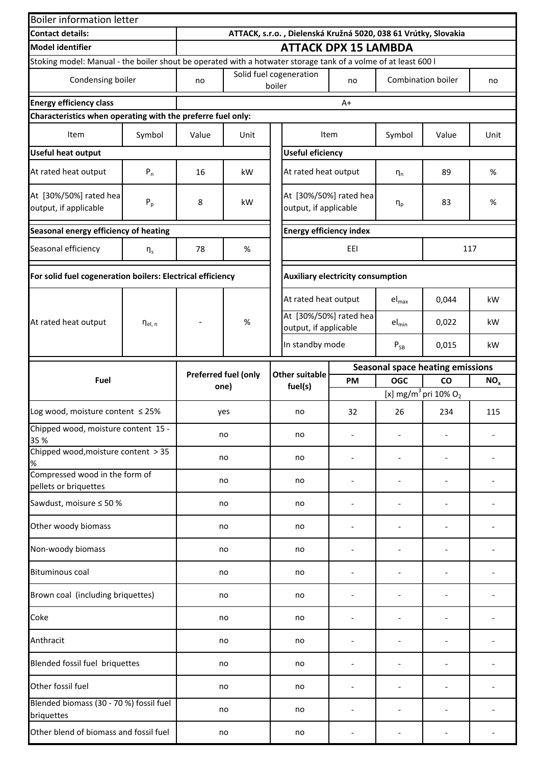Boiler information letter

| | |
|---|---|
| **Contact details:** | **ATTACK, s.r.o. , Dielenská Kružná 5020, 038 61 Vrútky, Slovakia** |
| **Model identifier** | **ATTACK DPX 15 LAMBDA** |

Stoking model: Manual - the boiler shout be operated with a hotwater storage tank of a volme of at least 600 l

| Condensing boiler | no | Solid fuel cogeneration boiler | no | Combination boiler | no |
|---|---|---|---|---|---|

| | |
|---|---|
| **Energy efficiency class** | A+ |

**Characteristics when operating with the preferre fuel only:**

| Item | Symbol | Value | Unit | Item | Symbol | Value | Unit |
|---|---|---|---|---|---|---|---|
| **Useful heat output** | | | | **Useful eficiency** | | | |
| At rated heat output | $P_n$ | 16 | kW | At rated heat output | $\eta_n$ | 89 | % |
| At [30%/50%] rated hea output, if applicable | $P_p$ | 8 | kW | At [30%/50%] rated hea output, if applicable | $\eta_p$ | 83 | % |
| **Seasonal energy efficiency of heating** | | | | **Energy efficiency index** | | | |
| Seasonal efficiency | $\eta_s$ | 78 | % | EEI | | 117 | |
| **For solid fuel cogeneration boilers: Electrical efficiency** | | | | **Auxiliary electricity consumption** | | | |
| At rated heat output | $\eta_{el, n}$ | - | % | At rated heat output | $el_{max}$ | 0,044 | kW |
| | | | | At [30%/50%] rated hea output, if applicable | $el_{min}$ | 0,022 | kW |
| | | | | In standby mode | $P_{SB}$ | 0,015 | kW |

| Fuel | Preferred fuel (only one) | Other suitable fuel(s) | Seasonal space heating emissions | | | |
|---|---|---|---|---|---|---|
| | | | **PM** | **OGC** | **CO** | **$NO_x$** |
| | | | [x] $mg/m^3$ pri 10% $O_2$ | | | |
| Log wood, moisture content ≤ 25% | yes | no | 32 | 26 | 234 | 115 |
| Chipped wood, moisture content 15 - 35 % | no | no | - | - | - | - |
| Chipped wood,moisture content > 35 % | no | no | - | - | - | - |
| Compressed wood in the form of pellets or briquettes | no | no | - | - | - | - |
| Sawdust, moisure ≤ 50 % | no | no | - | - | - | - |
| Other woody biomass | no | no | - | - | - | - |
| Non-woody biomass | no | no | - | - | - | - |
| Bituminous coal | no | no | - | - | - | - |
| Brown coal (including briquettes) | no | no | - | - | - | - |
| Coke | no | no | - | - | - | - |
| Anthracit | no | no | - | - | - | - |
| Blended fossil fuel briquettes | no | no | - | - | - | - |
| Other fossil fuel | no | no | - | - | - | - |
| Blended biomass (30 - 70 %) fossil fuel briquettes | no | no | - | - | - | - |
| Other blend of biomass and fossil fuel | no | no | - | - | - | - |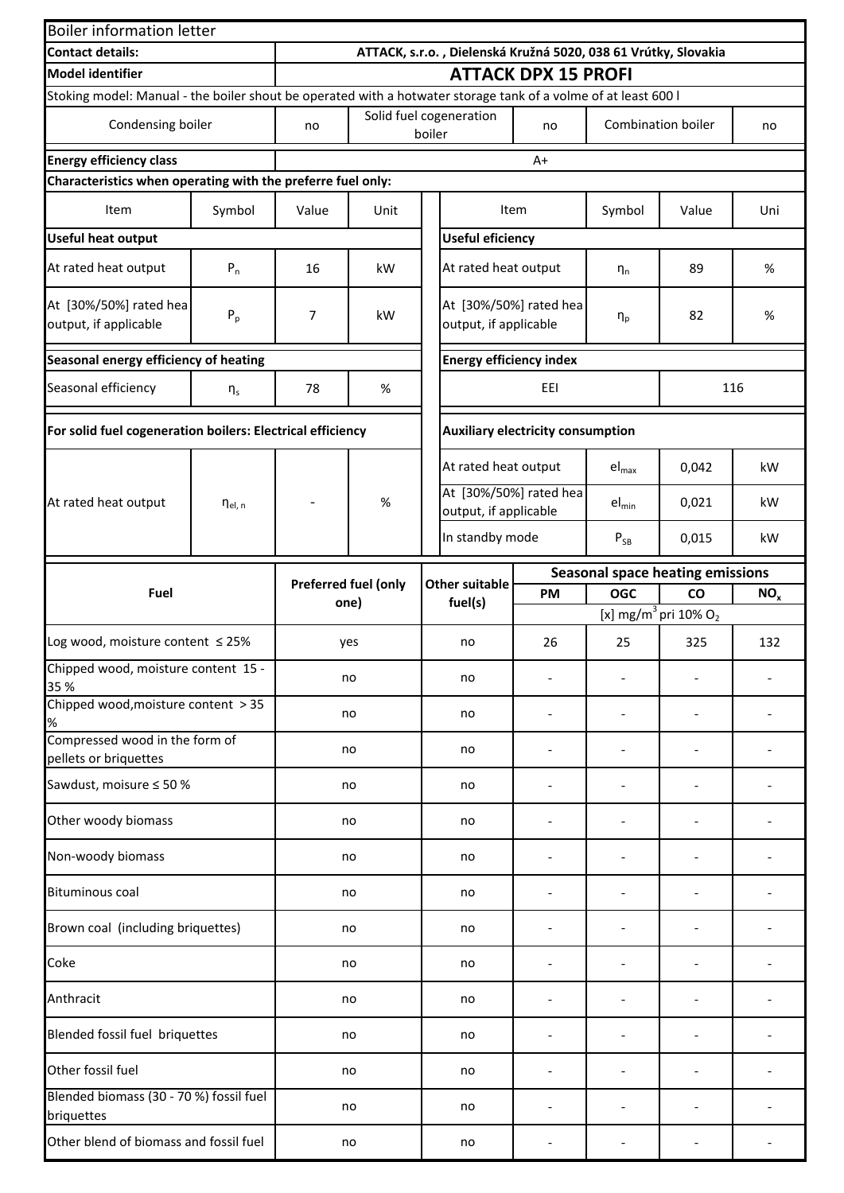| Boiler information letter | | | | | | | |
|---|---|---|---|---|---|---|---|
| **Contact details:** | ATTACK, s.r.o. , Dielenská Kružná 5020, 038 61 Vrútky, Slovakia | | | | | | |
| **Model identifier** | **ATTACK DPX 15 PROFI** | | | | | | |
| Stoking model: Manual - the boiler shout be operated with a hotwater storage tank of a volme of at least 600 l | | | | | | | |
| Condensing boiler | no | Solid fuel cogeneration boiler | no | Combination boiler | no | | |
| **Energy efficiency class** | A+ | | | | | | |

**Characteristics when operating with the preferre fuel only:**

| Item | Symbol | Value | Unit | Item | Symbol | Value | Uni |
|---|---|---|---|---|---|---|---|
| **Useful heat output** | | | | **Useful eficiency** | | | |
| At rated heat output | $P_n$ | 16 | kW | At rated heat output | $\eta_n$ | 89 | % |
| At [30%/50%] rated hea output, if applicable | $P_p$ | 7 | kW | At [30%/50%] rated hea output, if applicable | $\eta_p$ | 82 | % |
| **Seasonal energy efficiency of heating** | | | | **Energy efficiency index** | | | |
| Seasonal efficiency | $\eta_s$ | 78 | % | EEI | | 116 | |
| **For solid fuel cogeneration boilers: Electrical efficiency** | | | | **Auxiliary electricity consumption** | | | |
| At rated heat output | $\eta_{el,n}$ | - | % | At rated heat output | $el_{max}$ | 0,042 | kW |
| | | | | At [30%/50%] rated hea output, if applicable | $el_{min}$ | 0,021 | kW |
| | | | | In standby mode | $P_{SB}$ | 0,015 | kW |

| Fuel | Preferred fuel (only one) | Other suitable fuel(s) | Seasonal space heating emissions | | | |
|---|---|---|---|---|---|---|
| | | | PM | OGC | CO | $NO_x$ |
| | | | [x] $mg/m^3$ pri 10% $O_2$ | | | |
| Log wood, moisture content ≤ 25% | yes | no | 26 | 25 | 325 | 132 |
| Chipped wood, moisture content 15 - 35 % | no | no | - | - | - | - |
| Chipped wood,moisture content > 35 % | no | no | - | - | - | - |
| Compressed wood in the form of pellets or briquettes | no | no | - | - | - | - |
| Sawdust, moisure ≤ 50 % | no | no | - | - | - | - |
| Other woody biomass | no | no | - | - | - | - |
| Non-woody biomass | no | no | - | - | - | - |
| Bituminous coal | no | no | - | - | - | - |
| Brown coal (including briquettes) | no | no | - | - | - | - |
| Coke | no | no | - | - | - | - |
| Anthracit | no | no | - | - | - | - |
| Blended fossil fuel briquettes | no | no | - | - | - | - |
| Other fossil fuel | no | no | - | - | - | - |
| Blended biomass (30 - 70 %) fossil fuel briquettes | no | no | - | - | - | - |
| Other blend of biomass and fossil fuel | no | no | - | - | - | - |